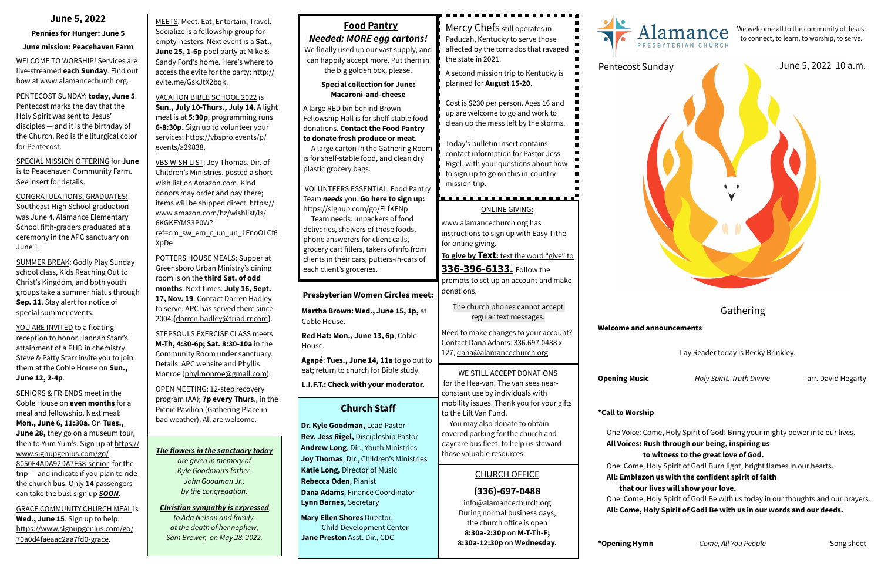## June 5, 2022

**Pennies for Hunger: June 5**

**June mission: Peacehaven Farm**

WELCOME TO WORSHIP! Services are live-streamed **each Sunday**. Find out how at www.alamancechurch.org.

PENTECOST SUNDAY: **today**, **June 5**. Pentecost marks the day that the Holy Spirit was sent to Jesus' disciples — and it is the birthday of the Church. Red is the liturgical color for Pentecost.

SPECIAL MISSION OFFERING for **June** is to Peacehaven Community Farm. See insert for details.

CONGRATULATIONS, GRADUATES! Southeast High School graduation was June 4. Alamance Elementary School fifth-graders graduated at a ceremony in the APC sanctuary on June 1.

SUMMER BREAK: Godly Play Sunday school class, Kids Reaching Out to Christ's Kingdom, and both youth groups take a summer hiatus through **Sep. 11**. Stay alert for notice of special summer events.

YOU ARE INVITED to a floating reception to honor Hannah Starr's attainment of a PHD in chemistry. Steve & Patty Starr invite you to join them at the Coble House on **Sun., June 12, 2-4p**.

SENIORS & FRIENDS meet in the Coble House on **even months** for a meal and fellowship. Next meal: **Mon., June 6, 11:30a.** On **Tues., June 28,** they go on a museum tour, then to Yum Yum's. Sign up at https://www.signupgenius.com/go/8050F4ADA92DA7F58-senior for the trip — and indicate if you plan to ride the church bus. Only **14** passengers can take the bus: sign up ***SOON***.

GRACE COMMUNITY CHURCH MEAL is **Wed., June 15**. Sign up to help: https://www.signupgenius.com/go/70a0d4faeaac2aa7fd0-grace.

MEETS: Meet, Eat, Entertain, Travel, Socialize is a fellowship group for empty-nesters. Next event is a **Sat., June 25, 1-6p** pool party at Mike & Sandy Ford's home. Here's where to access the evite for the party: http://evite.me/GskJtX2bqk.

VACATION BIBLE SCHOOL 2022 is **Sun., July 10-Thurs., July 14**. A light meal is at **5:30p**, programming runs **6-8:30p.** Sign up to volunteer your services: https://vbspro.events/p/events/a29838.

VBS WISH LIST: Joy Thomas, Dir. of Children's Ministries, posted a short wish list on Amazon.com. Kind donors may order and pay there; items will be shipped direct. https://www.amazon.com/hz/wishlist/ls/6KGKFYMS3P0W?ref=cm_sw_em_r_un_un_1FnoOLCf6XpDe

POTTERS HOUSE MEALS: Supper at Greensboro Urban Ministry's dining room is on the **third Sat. of odd months**. Next times: **July 16, Sept. 17, Nov. 19**. Contact Darren Hadley to serve. APC has served there since 2004.**(**darren.hadley@triad.rr.com**)**.

STEPSOULS EXERCISE CLASS meets **M-Th, 4:30-6p; Sat. 8:30-10a** in the Community Room under sanctuary. Details: APC website and Phyllis Monroe (phylmonroe@gmail.com).

OPEN MEETING: 12-step recovery program (AA); **7p every Thurs**., in the Picnic Pavilion (Gathering Place in bad weather). All are welcome.

***The flowers in the sanctuary today***
*are given in memory of*
*Kyle Goodman's father,*
*John Goodman Jr.,*
*by the congregation.*

***Christian sympathy is expressed***
*to Ada Nelson and family,*
*at the death of her nephew,*
*Sam Brewer, on May 28, 2022.*

## Food Pantry

***Needed: MORE egg cartons!***
We finally used up our vast supply, and can happily accept more. Put them in the big golden box, please.

**Special collection for June: Macaroni-and-cheese**

A large RED bin behind Brown Fellowship Hall is for shelf-stable food donations. **Contact the Food Pantry to donate fresh produce or meat**.

A large carton in the Gathering Room is for shelf-stable food, and clean dry plastic grocery bags.

VOLUNTEERS ESSENTIAL: Food Pantry Team ***needs*** you. **Go here to sign up:** https://signup.com/go/FLfKFNp

Team needs: unpackers of food deliveries, shelvers of those foods, phone answerers for client calls, grocery cart fillers, takers of info from clients in their cars, putters-in-cars of each client's groceries.

### Presbyterian Women Circles meet:

**Martha Brown: Wed., June 15, 1p,** at Coble House.

**Red Hat: Mon., June 13, 6p**; Coble House.

**Agapé**: **Tues., June 14, 11a** to go out to eat; return to church for Bible study.

**L.I.F.T.: Check with your moderator.**

### Church Staff

**Dr. Kyle Goodman,** Lead Pastor
**Rev. Jess Rigel,** Discipleship Pastor
**Andrew Long**, Dir., Youth Ministries
**Joy Thomas**, Dir., Children's Ministries
**Katie Long,** Director of Music
**Rebecca Oden**, Pianist
**Dana Adams**, Finance Coordinator
**Lynn Barnes,** Secretary

**Mary Ellen Shores** Director, Child Development Center
**Jane Preston** Asst. Dir., CDC

Mercy Chefs still operates in Paducah, Kentucky to serve those affected by the tornados that ravaged the state in 2021.

A second mission trip to Kentucky is planned for **August 15-20**.

Cost is $230 per person. Ages 16 and up are welcome to go and work to clean up the mess left by the storms.

Today's bulletin insert contains contact information for Pastor Jess Rigel, with your questions about how to sign up to go on this in-country mission trip.

ONLINE GIVING:

www.alamancechurch.org has instructions to sign up with Easy Tithe for online giving.

**To give by Text:** text the word "give" to **336-396-6133.** Follow the prompts to set up an account and make donations.

The church phones cannot accept regular text messages.

Need to make changes to your account? Contact Dana Adams: 336.697.0488 x 127, dana@alamancechurch.org.

WE STILL ACCEPT DONATIONS for the Hea-van! The van sees near-constant use by individuals with mobility issues. Thank you for your gifts to the Lift Van Fund.

You may also donate to obtain covered parking for the church and daycare bus fleet, to help us steward those valuable resources.

CHURCH OFFICE

**(336)-697-0488**
info@alamancechurch.org
During normal business days, the church office is open
**8:30a-2:30p** on **M-T-Th-F;**
**8:30a-12:30p** on **Wednesday.**

# Alamance PRESBYTERIAN CHURCH

We welcome all to the community of Jesus: to connect, to learn, to worship, to serve.

Pentecost Sunday — June 5, 2022 10 a.m.

## Gathering

**Welcome and announcements**

Lay Reader today is Becky Brinkley.

**Opening Music** — *Holy Spirit, Truth Divine* — arr. David Hegarty

**\*Call to Worship**

One Voice: Come, Holy Spirit of God! Bring your mighty power into our lives.
**All Voices: Rush through our being, inspiring us to witness to the great love of God.**
One: Come, Holy Spirit of God! Burn light, bright flames in our hearts.
**All: Emblazon us with the confident spirit of faith that our lives will show your love.**
One: Come, Holy Spirit of God! Be with us today in our thoughts and our prayers.
**All: Come, Holy Spirit of God! Be with us in our words and our deeds.**

**\*Opening Hymn** — *Come, All You People* — Song sheet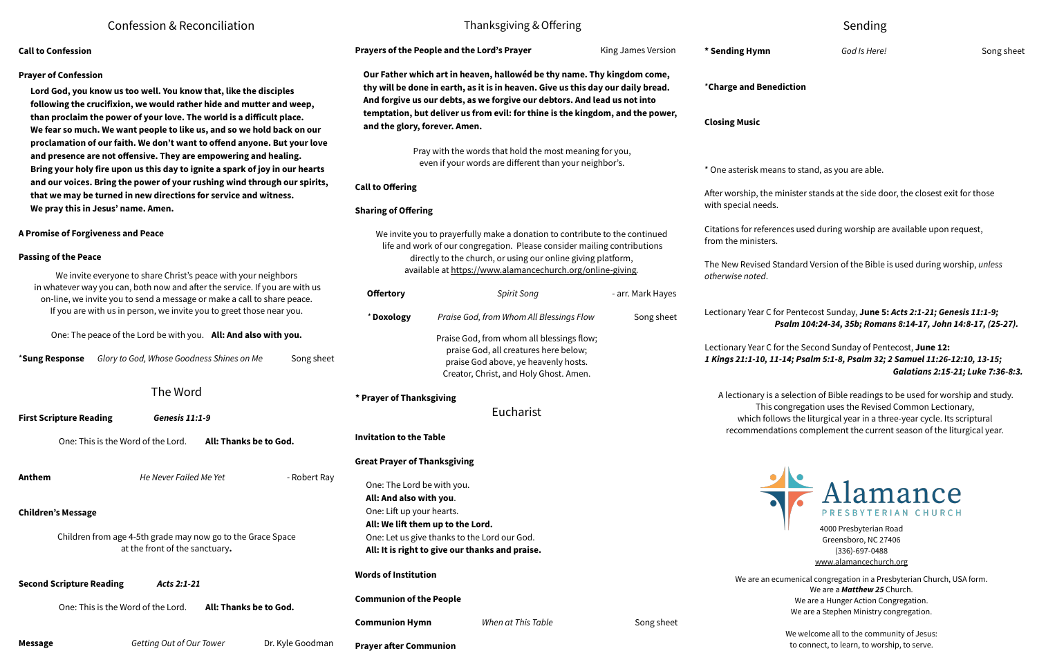## Confession & Reconciliation

**Call to Confession**

**Prayer of Confession**

**Lord God, you know us too well. You know that, like the disciples following the crucifixion, we would rather hide and mutter and weep, than proclaim the power of your love. The world is a difficult place. We fear so much. We want people to like us, and so we hold back on our proclamation of our faith. We don't want to offend anyone. But your love and presence are not offensive. They are empowering and healing. Bring your holy fire upon us this day to ignite a spark of joy in our hearts and our voices. Bring the power of your rushing wind through our spirits, that we may be turned in new directions for service and witness. We pray this in Jesus' name. Amen.**

**A Promise of Forgiveness and Peace**

**Passing of the Peace**

We invite everyone to share Christ's peace with your neighbors in whatever way you can, both now and after the service. If you are with us on-line, we invite you to send a message or make a call to share peace. If you are with us in person, we invite you to greet those near you.

One: The peace of the Lord be with you. **All: And also with you.**

*__Sung Response__ *Glory to God, Whose Goodness Shines on Me* Song sheet

## The Word

**First Scripture Reading** ***Genesis 11:1-9***

One: This is the Word of the Lord. **All: Thanks be to God.**

**Anthem** *He Never Failed Me Yet* - Robert Ray

**Children's Message**

Children from age 4-5th grade may now go to the Grace Space at the front of the sanctuary**.**

**Second Scripture Reading** ***Acts 2:1-21***

One: This is the Word of the Lord. **All: Thanks be to God.**

**Message** *Getting Out of Our Tower* Dr. Kyle Goodman

## Thanksgiving & Offering

**Prayers of the People and the Lord's Prayer** King James Version

**Our Father which art in heaven, hallowéd be thy name. Thy kingdom come, thy will be done in earth, as it is in heaven. Give us this day our daily bread. And forgive us our debts, as we forgive our debtors. And lead us not into temptation, but deliver us from evil: for thine is the kingdom, and the power, and the glory, forever. Amen.**

Pray with the words that hold the most meaning for you, even if your words are different than your neighbor's.

**Call to Offering**

**Sharing of Offering**

We invite you to prayerfully make a donation to contribute to the continued life and work of our congregation. Please consider mailing contributions directly to the church, or using our online giving platform, available at https://www.alamancechurch.org/online-giving.

**Offertory** *Spirit Song* - arr. Mark Hayes

* **Doxology** *Praise God, from Whom All Blessings Flow* Song sheet

Praise God, from whom all blessings flow;
praise God, all creatures here below;
praise God above, ye heavenly hosts.
Creator, Christ, and Holy Ghost. Amen.

**\* Prayer of Thanksgiving**

## Eucharist

**Invitation to the Table**

**Great Prayer of Thanksgiving**

One: The Lord be with you.
**All: And also with you**.
One: Lift up your hearts.
**All: We lift them up to the Lord.**
One: Let us give thanks to the Lord our God.
**All: It is right to give our thanks and praise.**

**Words of Institution**

**Communion of the People**

**Communion Hymn** *When at This Table* Song sheet

**Prayer after Communion**

## Sending

**\* Sending Hymn** *God Is Here!* Song sheet

*__Charge and Benediction__

**Closing Music**

\* One asterisk means to stand, as you are able.

After worship, the minister stands at the side door, the closest exit for those with special needs.

Citations for references used during worship are available upon request, from the ministers.

The New Revised Standard Version of the Bible is used during worship, *unless otherwise noted*.

Lectionary Year C for Pentecost Sunday, **June 5:** ***Acts 2:1-21; Genesis 11:1-9; Psalm 104:24-34, 35b; Romans 8:14-17, John 14:8-17, (25-27).***

Lectionary Year C for the Second Sunday of Pentecost, **June 12:** ***1 Kings 21:1-10, 11-14; Psalm 5:1-8, Psalm 32; 2 Samuel 11:26-12:10, 13-15; Galatians 2:15-21; Luke 7:36-8:3.***

A lectionary is a selection of Bible readings to be used for worship and study. This congregation uses the Revised Common Lectionary, which follows the liturgical year in a three-year cycle. Its scriptural recommendations complement the current season of the liturgical year.

Alamance
PRESBYTERIAN CHURCH

4000 Presbyterian Road
Greensboro, NC 27406
(336)-697-0488
www.alamancechurch.org

We are an ecumenical congregation in a Presbyterian Church, USA form.
We are a ***Matthew 25*** Church.
We are a Hunger Action Congregation.
We are a Stephen Ministry congregation.

We welcome all to the community of Jesus:
to connect, to learn, to worship, to serve.